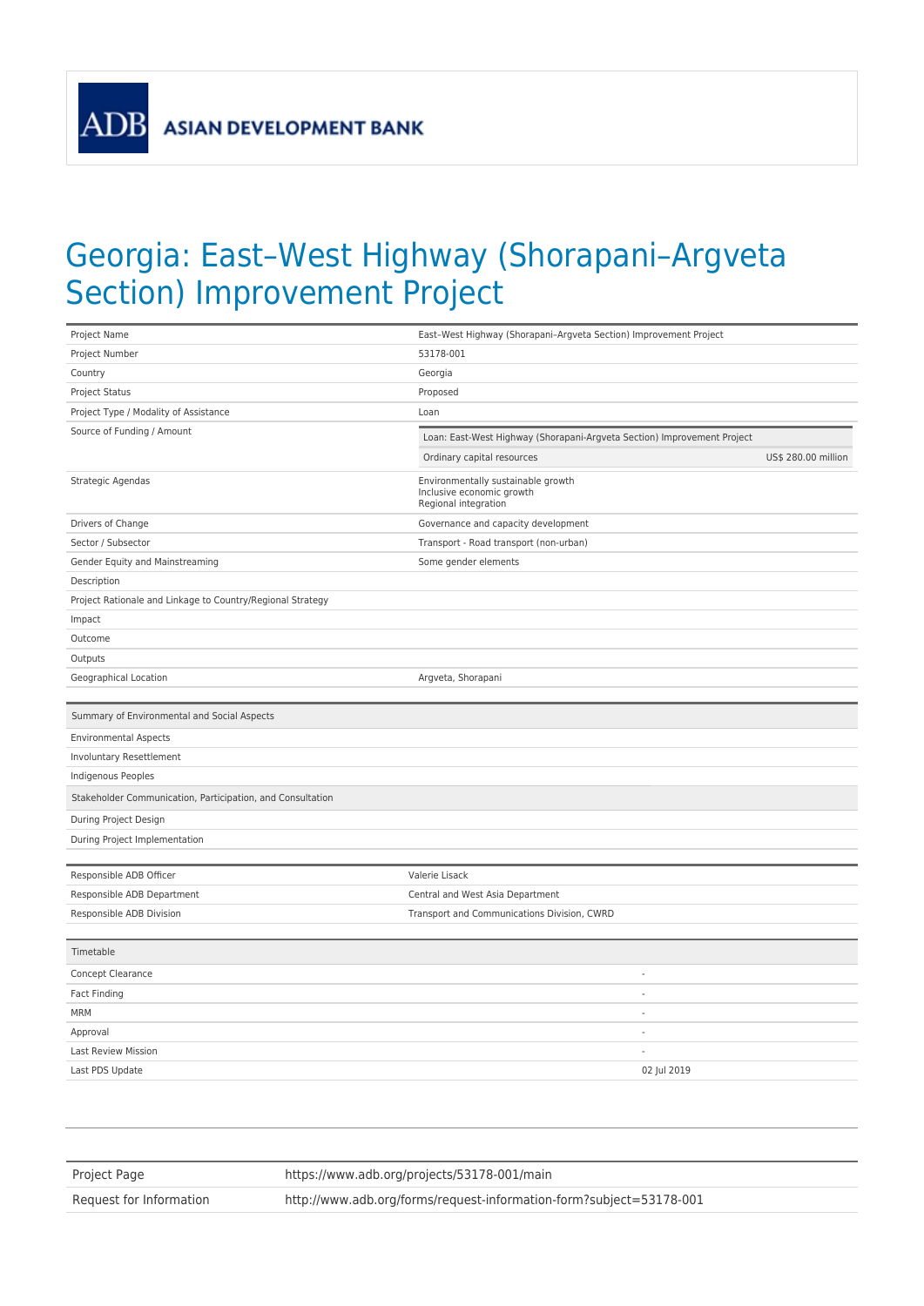ADB ASIAN DEVELOPMENT BANK

# Georgia: East–West Highway (Shorapani–Argveta Section) Improvement Project

| | |
|---|---|
| Project Name | East–West Highway (Shorapani–Argveta Section) Improvement Project |
| Project Number | 53178-001 |
| Country | Georgia |
| Project Status | Proposed |
| Project Type / Modality of Assistance | Loan |
| Source of Funding / Amount | Loan: East-West Highway (Shorapani-Argveta Section) Improvement Project<br>Ordinary capital resources — US$ 280.00 million |
| Strategic Agendas | Environmentally sustainable growth<br>Inclusive economic growth<br>Regional integration |
| Drivers of Change | Governance and capacity development |
| Sector / Subsector | Transport - Road transport (non-urban) |
| Gender Equity and Mainstreaming | Some gender elements |
| Description | |
| Project Rationale and Linkage to Country/Regional Strategy | |
| Impact | |
| Outcome | |
| Outputs | |
| Geographical Location | Argveta, Shorapani |

| Summary of Environmental and Social Aspects | |
|---|---|
| Environmental Aspects | |
| Involuntary Resettlement | |
| Indigenous Peoples | |
| **Stakeholder Communication, Participation, and Consultation** | |
| During Project Design | |
| During Project Implementation | |

| | |
|---|---|
| Responsible ADB Officer | Valerie Lisack |
| Responsible ADB Department | Central and West Asia Department |
| Responsible ADB Division | Transport and Communications Division, CWRD |

| Timetable | |
|---|---|
| Concept Clearance | - |
| Fact Finding | - |
| MRM | - |
| Approval | - |
| Last Review Mission | - |
| Last PDS Update | 02 Jul 2019 |

| | |
|---|---|
| Project Page | https://www.adb.org/projects/53178-001/main |
| Request for Information | http://www.adb.org/forms/request-information-form?subject=53178-001 |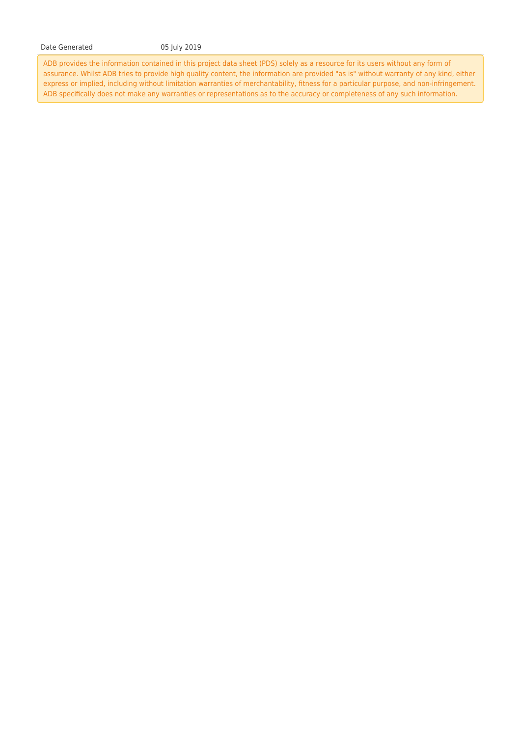| | |
|---|---|
| Date Generated | 05 July 2019 |

ADB provides the information contained in this project data sheet (PDS) solely as a resource for its users without any form of assurance. Whilst ADB tries to provide high quality content, the information are provided "as is" without warranty of any kind, either express or implied, including without limitation warranties of merchantability, fitness for a particular purpose, and non-infringement. ADB specifically does not make any warranties or representations as to the accuracy or completeness of any such information.